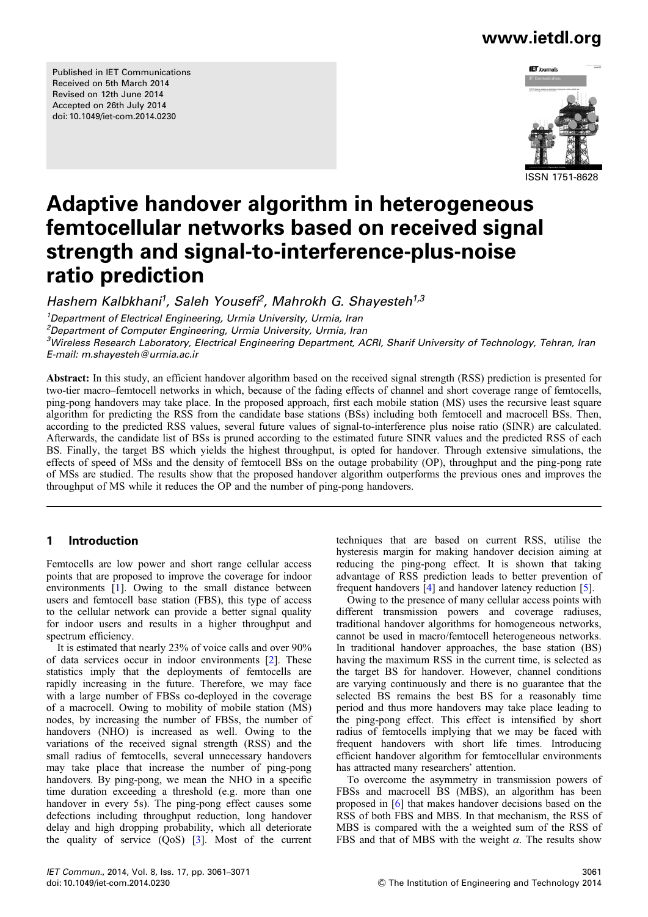Published in IET Communications
Received on 5th March 2014
Revised on 12th June 2014
Accepted on 26th July 2014
doi: 10.1049/iet-com.2014.0230

ISSN 1751-8628

# Adaptive handover algorithm in heterogeneous femtocellular networks based on received signal strength and signal-to-interference-plus-noise ratio prediction

*Hashem Kalbkhani[1], Saleh Yousefi[2], Mahrokh G. Shayesteh[1,3]*

[1]*Department of Electrical Engineering, Urmia University, Urmia, Iran*
[2]*Department of Computer Engineering, Urmia University, Urmia, Iran*
[3]*Wireless Research Laboratory, Electrical Engineering Department, ACRI, Sharif University of Technology, Tehran, Iran*
*E-mail: m.shayesteh@urmia.ac.ir*

**Abstract:** In this study, an efficient handover algorithm based on the received signal strength (RSS) prediction is presented for two-tier macro–femtocell networks in which, because of the fading effects of channel and short coverage range of femtocells, ping-pong handovers may take place. In the proposed approach, first each mobile station (MS) uses the recursive least square algorithm for predicting the RSS from the candidate base stations (BSs) including both femtocell and macrocell BSs. Then, according to the predicted RSS values, several future values of signal-to-interference plus noise ratio (SINR) are calculated. Afterwards, the candidate list of BSs is pruned according to the estimated future SINR values and the predicted RSS of each BS. Finally, the target BS which yields the highest throughput, is opted for handover. Through extensive simulations, the effects of speed of MSs and the density of femtocell BSs on the outage probability (OP), throughput and the ping-pong rate of MSs are studied. The results show that the proposed handover algorithm outperforms the previous ones and improves the throughput of MS while it reduces the OP and the number of ping-pong handovers.

## 1 Introduction

Femtocells are low power and short range cellular access points that are proposed to improve the coverage for indoor environments [1]. Owing to the small distance between users and femtocell base station (FBS), this type of access to the cellular network can provide a better signal quality for indoor users and results in a higher throughput and spectrum efficiency.

It is estimated that nearly 23% of voice calls and over 90% of data services occur in indoor environments [2]. These statistics imply that the deployments of femtocells are rapidly increasing in the future. Therefore, we may face with a large number of FBSs co-deployed in the coverage of a macrocell. Owing to mobility of mobile station (MS) nodes, by increasing the number of FBSs, the number of handovers (NHO) is increased as well. Owing to the variations of the received signal strength (RSS) and the small radius of femtocells, several unnecessary handovers may take place that increase the number of ping-pong handovers. By ping-pong, we mean the NHO in a specific time duration exceeding a threshold (e.g. more than one handover in every 5s). The ping-pong effect causes some defections including throughput reduction, long handover delay and high dropping probability, which all deteriorate the quality of service (QoS) [3]. Most of the current techniques that are based on current RSS, utilise the hysteresis margin for making handover decision aiming at reducing the ping-pong effect. It is shown that taking advantage of RSS prediction leads to better prevention of frequent handovers [4] and handover latency reduction [5].

Owing to the presence of many cellular access points with different transmission powers and coverage radiuses, traditional handover algorithms for homogeneous networks, cannot be used in macro/femtocell heterogeneous networks. In traditional handover approaches, the base station (BS) having the maximum RSS in the current time, is selected as the target BS for handover. However, channel conditions are varying continuously and there is no guarantee that the selected BS remains the best BS for a reasonably time period and thus more handovers may take place leading to the ping-pong effect. This effect is intensified by short radius of femtocells implying that we may be faced with frequent handovers with short life times. Introducing efficient handover algorithm for femtocellular environments has attracted many researchers' attention.

To overcome the asymmetry in transmission powers of FBSs and macrocell BS (MBS), an algorithm has been proposed in [6] that makes handover decisions based on the RSS of both FBS and MBS. In that mechanism, the RSS of MBS is compared with the a weighted sum of the RSS of FBS and that of MBS with the weight $\alpha$. The results show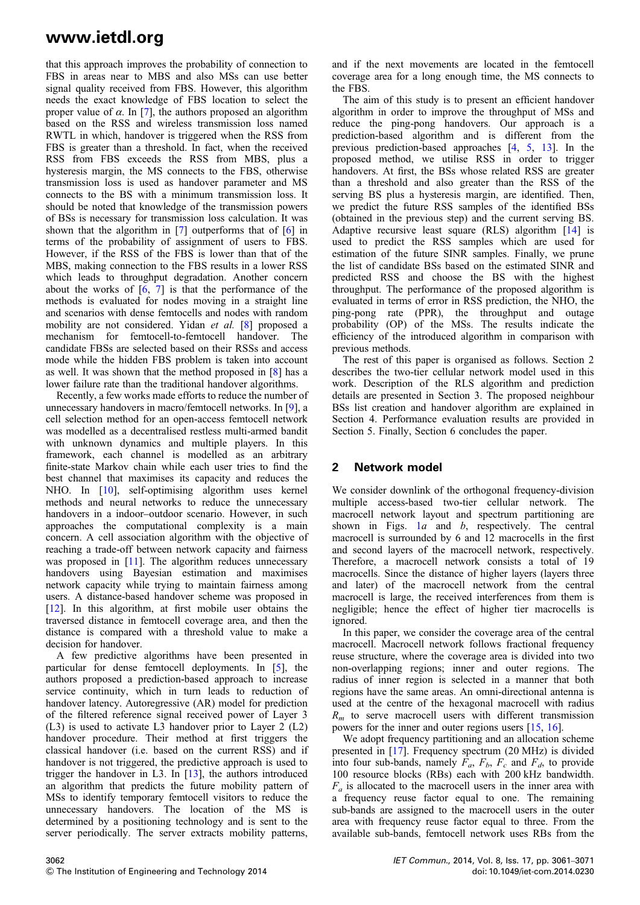that this approach improves the probability of connection to FBS in areas near to MBS and also MSs can use better signal quality received from FBS. However, this algorithm needs the exact knowledge of FBS location to select the proper value of $\alpha$. In [7], the authors proposed an algorithm based on the RSS and wireless transmission loss named RWTL in which, handover is triggered when the RSS from FBS is greater than a threshold. In fact, when the received RSS from FBS exceeds the RSS from MBS, plus a hysteresis margin, the MS connects to the FBS, otherwise transmission loss is used as handover parameter and MS connects to the BS with a minimum transmission loss. It should be noted that knowledge of the transmission powers of BSs is necessary for transmission loss calculation. It was shown that the algorithm in [7] outperforms that of [6] in terms of the probability of assignment of users to FBS. However, if the RSS of the FBS is lower than that of the MBS, making connection to the FBS results in a lower RSS which leads to throughput degradation. Another concern about the works of [6, 7] is that the performance of the methods is evaluated for nodes moving in a straight line and scenarios with dense femtocells and nodes with random mobility are not considered. Yidan *et al.* [8] proposed a mechanism for femtocell-to-femtocell handover. The candidate FBSs are selected based on their RSSs and access mode while the hidden FBS problem is taken into account as well. It was shown that the method proposed in [8] has a lower failure rate than the traditional handover algorithms.

Recently, a few works made efforts to reduce the number of unnecessary handovers in macro/femtocell networks. In [9], a cell selection method for an open-access femtocell network was modelled as a decentralised restless multi-armed bandit with unknown dynamics and multiple players. In this framework, each channel is modelled as an arbitrary finite-state Markov chain while each user tries to find the best channel that maximises its capacity and reduces the NHO. In [10], self-optimising algorithm uses kernel methods and neural networks to reduce the unnecessary handovers in a indoor–outdoor scenario. However, in such approaches the computational complexity is a main concern. A cell association algorithm with the objective of reaching a trade-off between network capacity and fairness was proposed in [11]. The algorithm reduces unnecessary handovers using Bayesian estimation and maximises network capacity while trying to maintain fairness among users. A distance-based handover scheme was proposed in [12]. In this algorithm, at first mobile user obtains the traversed distance in femtocell coverage area, and then the distance is compared with a threshold value to make a decision for handover.

A few predictive algorithms have been presented in particular for dense femtocell deployments. In [5], the authors proposed a prediction-based approach to increase service continuity, which in turn leads to reduction of handover latency. Autoregressive (AR) model for prediction of the filtered reference signal received power of Layer 3 (L3) is used to activate L3 handover prior to Layer 2 (L2) handover procedure. Their method at first triggers the classical handover (i.e. based on the current RSS) and if handover is not triggered, the predictive approach is used to trigger the handover in L3. In [13], the authors introduced an algorithm that predicts the future mobility pattern of MSs to identify temporary femtocell visitors to reduce the unnecessary handovers. The location of the MS is determined by a positioning technology and is sent to the server periodically. The server extracts mobility patterns, and if the next movements are located in the femtocell coverage area for a long enough time, the MS connects to the FBS.

The aim of this study is to present an efficient handover algorithm in order to improve the throughput of MSs and reduce the ping-pong handovers. Our approach is a prediction-based algorithm and is different from the previous prediction-based approaches [4, 5, 13]. In the proposed method, we utilise RSS in order to trigger handovers. At first, the BSs whose related RSS are greater than a threshold and also greater than the RSS of the serving BS plus a hysteresis margin, are identified. Then, we predict the future RSS samples of the identified BSs (obtained in the previous step) and the current serving BS. Adaptive recursive least square (RLS) algorithm [14] is used to predict the RSS samples which are used for estimation of the future SINR samples. Finally, we prune the list of candidate BSs based on the estimated SINR and predicted RSS and choose the BS with the highest throughput. The performance of the proposed algorithm is evaluated in terms of error in RSS prediction, the NHO, the ping-pong rate (PPR), the throughput and outage probability (OP) of the MSs. The results indicate the efficiency of the introduced algorithm in comparison with previous methods.

The rest of this paper is organised as follows. Section 2 describes the two-tier cellular network model used in this work. Description of the RLS algorithm and prediction details are presented in Section 3. The proposed neighbour BSs list creation and handover algorithm are explained in Section 4. Performance evaluation results are provided in Section 5. Finally, Section 6 concludes the paper.

## 2 Network model

We consider downlink of the orthogonal frequency-division multiple access-based two-tier cellular network. The macrocell network layout and spectrum partitioning are shown in Figs. 1*a* and *b*, respectively. The central macrocell is surrounded by 6 and 12 macrocells in the first and second layers of the macrocell network, respectively. Therefore, a macrocell network consists a total of 19 macrocells. Since the distance of higher layers (layers three and later) of the macrocell network from the central macrocell is large, the received interferences from them is negligible; hence the effect of higher tier macrocells is ignored.

In this paper, we consider the coverage area of the central macrocell. Macrocell network follows fractional frequency reuse structure, where the coverage area is divided into two non-overlapping regions; inner and outer regions. The radius of inner region is selected in a manner that both regions have the same areas. An omni-directional antenna is used at the centre of the hexagonal macrocell with radius $R_m$ to serve macrocell users with different transmission powers for the inner and outer regions users [15, 16].

We adopt frequency partitioning and an allocation scheme presented in [17]. Frequency spectrum (20 MHz) is divided into four sub-bands, namely $F_a$, $F_b$, $F_c$ and $F_d$, to provide 100 resource blocks (RBs) each with 200 kHz bandwidth. $F_a$ is allocated to the macrocell users in the inner area with a frequency reuse factor equal to one. The remaining sub-bands are assigned to the macrocell users in the outer area with frequency reuse factor equal to three. From the available sub-bands, femtocell network uses RBs from the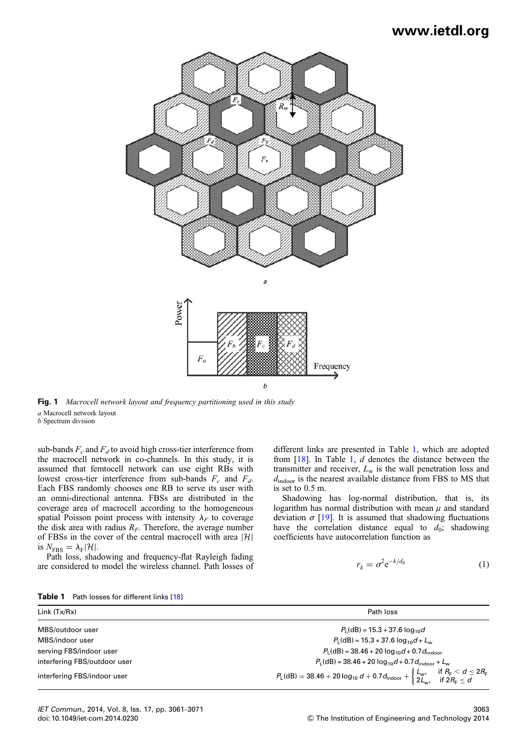**Fig. 1** *Macrocell network layout and frequency partitioning used in this study*

*a* Macrocell network layout
*b* Spectrum division

sub-bands $F_c$ and $F_d$ to avoid high cross-tier interference from the macrocell network in co-channels. In this study, it is assumed that femtocell network can use eight RBs with lowest cross-tier interference from sub-bands $F_c$ and $F_d$. Each FBS randomly chooses one RB to serve its user with an omni-directional antenna. FBSs are distributed in the coverage area of macrocell according to the homogeneous spatial Poisson point process with intensity $\lambda_F$ to coverage the disk area with radius $R_F$. Therefore, the average number of FBSs in the cover of the central macrocell with area $|\mathcal{H}|$ is $N_{\text{FBS}} = \lambda_{\text{F}}|\mathcal{H}|$.

Path loss, shadowing and frequency-flat Rayleigh fading are considered to model the wireless channel. Path losses of different links are presented in Table 1, which are adopted from [18]. In Table 1, $d$ denotes the distance between the transmitter and receiver, $L_{\text{w}}$ is the wall penetration loss and $d_{\text{indoor}}$ is the nearest available distance from FBS to MS that is set to 0.5 m.

Shadowing has log-normal distribution, that is, its logarithm has normal distribution with mean $\mu$ and standard deviation $\sigma$ [19]. It is assumed that shadowing fluctuations have the correlation distance equal to $d_0$; shadowing coefficients have autocorrelation function as

$$r_k = \sigma^2 \mathrm{e}^{-k/d_0} \tag{1}$$

**Table 1** Path losses for different links [18]

| Link (Tx/Rx) | Path loss |
|---|---|
| MBS/outdoor user | $P_{\text{L}}(\text{dB}) = 15.3 + 37.6\log_{10}d$ |
| MBS/indoor user | $P_{\text{L}}(\text{dB}) = 15.3 + 37.6\log_{10}d + L_{\text{w}}$ |
| serving FBS/indoor user | $P_{\text{L}}(\text{dB}) = 38.46 + 20\log_{10}d + 0.7d_{\text{indoor}}$ |
| interfering FBS/outdoor user | $P_{\text{L}}(\text{dB}) = 38.46 + 20\log_{10}d + 0.7d_{\text{indoor}} + L_{\text{w}}$ |
| interfering FBS/indoor user | $P_{\text{L}}(\text{dB}) = 38.46 + 20\log_{10}d + 0.7d_{\text{indoor}} + \begin{cases} L_{\text{w}}, & \text{if } R_{\text{F}} < d \le 2R_{\text{F}} \\ 2L_{\text{w}}, & \text{if } 2R_{\text{F}} \le d \end{cases}$ |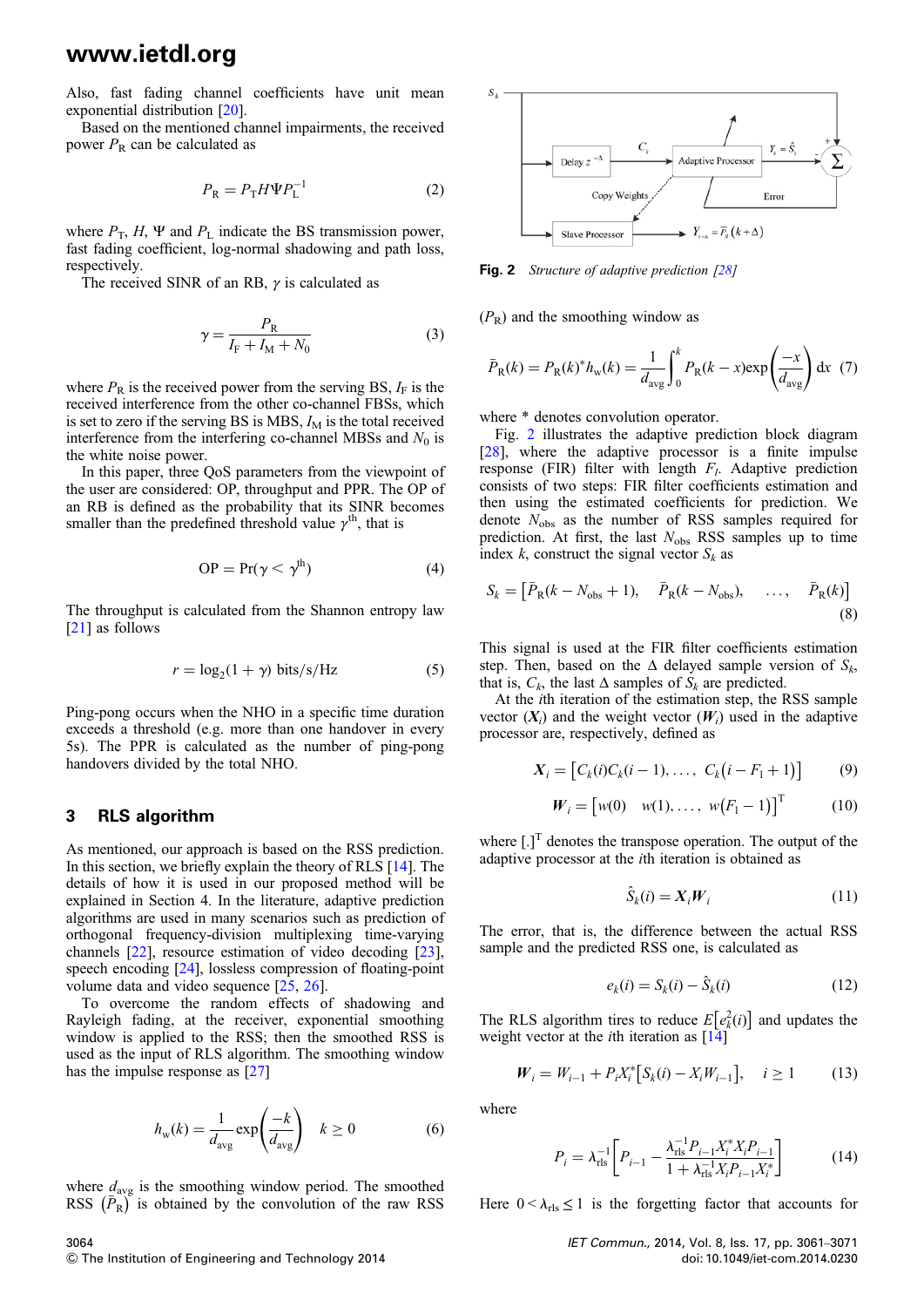Also, fast fading channel coefficients have unit mean exponential distribution [20].

Based on the mentioned channel impairments, the received power $P_R$ can be calculated as

$$P_R = P_T H \Psi P_L^{-1} \tag{2}$$

where $P_T$, $H$, $\Psi$ and $P_L$ indicate the BS transmission power, fast fading coefficient, log-normal shadowing and path loss, respectively.

The received SINR of an RB, $\gamma$ is calculated as

$$\gamma = \frac{P_R}{I_F + I_M + N_0} \tag{3}$$

where $P_R$ is the received power from the serving BS, $I_F$ is the received interference from the other co-channel FBSs, which is set to zero if the serving BS is MBS, $I_M$ is the total received interference from the interfering co-channel MBSs and $N_0$ is the white noise power.

In this paper, three QoS parameters from the viewpoint of the user are considered: OP, throughput and PPR. The OP of an RB is defined as the probability that its SINR becomes smaller than the predefined threshold value $\gamma^{th}$, that is

$$\text{OP} = \Pr(\gamma < \gamma^{th}) \tag{4}$$

The throughput is calculated from the Shannon entropy law [21] as follows

$$r = \log_2(1 + \gamma) \text{ bits/s/Hz} \tag{5}$$

Ping-pong occurs when the NHO in a specific time duration exceeds a threshold (e.g. more than one handover in every 5s). The PPR is calculated as the number of ping-pong handovers divided by the total NHO.

## 3 RLS algorithm

As mentioned, our approach is based on the RSS prediction. In this section, we briefly explain the theory of RLS [14]. The details of how it is used in our proposed method will be explained in Section 4. In the literature, adaptive prediction algorithms are used in many scenarios such as prediction of orthogonal frequency-division multiplexing time-varying channels [22], resource estimation of video decoding [23], speech encoding [24], lossless compression of floating-point volume data and video sequence [25, 26].

To overcome the random effects of shadowing and Rayleigh fading, at the receiver, exponential smoothing window is applied to the RSS; then the smoothed RSS is used as the input of RLS algorithm. The smoothing window has the impulse response as [27]

$$h_w(k) = \frac{1}{d_{avg}} \exp\left(\frac{-k}{d_{avg}}\right) \quad k \geq 0 \tag{6}$$

where $d_{avg}$ is the smoothing window period. The smoothed RSS $(\bar{P}_R)$ is obtained by the convolution of the raw RSS $(P_R)$ and the smoothing window as

$$\bar{P}_R(k) = P_R(k)^* h_w(k) = \frac{1}{d_{avg}} \int_0^k P_R(k - x) \exp\left(\frac{-x}{d_{avg}}\right) \mathrm{d}x \tag{7}$$

where * denotes convolution operator.

*Fig. 2 Structure of adaptive prediction [28]*

Fig. 2 illustrates the adaptive prediction block diagram [28], where the adaptive processor is a finite impulse response (FIR) filter with length $F_l$. Adaptive prediction consists of two steps: FIR filter coefficients estimation and then using the estimated coefficients for prediction. We denote $N_{obs}$ as the number of RSS samples required for prediction. At first, the last $N_{obs}$ RSS samples up to time index $k$, construct the signal vector $S_k$ as

$$S_k = \left[\bar{P}_R(k - N_{obs} + 1), \quad \bar{P}_R(k - N_{obs}), \quad \ldots, \quad \bar{P}_R(k)\right] \tag{8}$$

This signal is used at the FIR filter coefficients estimation step. Then, based on the $\Delta$ delayed sample version of $S_k$, that is, $C_k$, the last $\Delta$ samples of $S_k$ are predicted.

At the $i$th iteration of the estimation step, the RSS sample vector $(\boldsymbol{X}_i)$ and the weight vector $(\boldsymbol{W}_i)$ used in the adaptive processor are, respectively, defined as

$$\boldsymbol{X}_i = \left[C_k(i) C_k(i-1), \ldots, C_k(i - F_l + 1)\right] \tag{9}$$

$$\boldsymbol{W}_i = \left[w(0) \quad w(1), \ldots, w(F_l - 1)\right]^T \tag{10}$$

where $[.]^T$ denotes the transpose operation. The output of the adaptive processor at the $i$th iteration is obtained as

$$\hat{S}_k(i) = \boldsymbol{X}_i \boldsymbol{W}_i \tag{11}$$

The error, that is, the difference between the actual RSS sample and the predicted RSS one, is calculated as

$$e_k(i) = S_k(i) - \hat{S}_k(i) \tag{12}$$

The RLS algorithm tires to reduce $E\left[e_k^2(i)\right]$ and updates the weight vector at the $i$th iteration as [14]

$$\boldsymbol{W}_i = W_{i-1} + P_i X_i^* \left[S_k(i) - X_i W_{i-1}\right], \quad i \geq 1 \tag{13}$$

where

$$P_i = \lambda_{rls}^{-1} \left[P_{i-1} - \frac{\lambda_{rls}^{-1} P_{i-1} X_i^* X_i P_{i-1}}{1 + \lambda_{rls}^{-1} X_i P_{i-1} X_i^*}\right] \tag{14}$$

Here $0 < \lambda_{rls} \leq 1$ is the forgetting factor that accounts for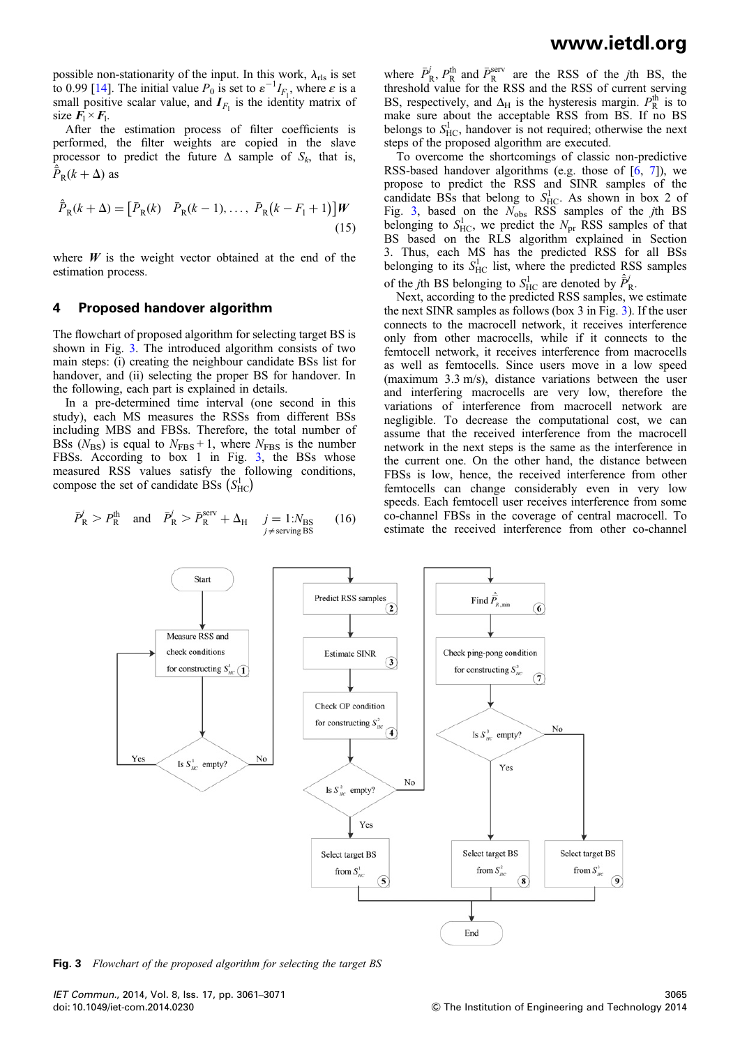possible non-stationarity of the input. In this work, $\lambda_{\rm rls}$ is set to 0.99 [14]. The initial value $P_0$ is set to $\varepsilon^{-1}I_{F_1}$, where $\varepsilon$ is a small positive scalar value, and $\boldsymbol{I}_{F_1}$ is the identity matrix of size $\boldsymbol{F}_1 \times \boldsymbol{F}_1$.

After the estimation process of filter coefficients is performed, the filter weights are copied in the slave processor to predict the future $\Delta$ sample of $S_k$, that is, $\hat{\bar{P}}_{\rm R}(k+\Delta)$ as

$$\hat{\bar{P}}_{\rm R}(k+\Delta) = \left[\bar{P}_{\rm R}(k) \quad \bar{P}_{\rm R}(k-1), \ldots, \ \bar{P}_{\rm R}\left(k-F_1+1\right)\right]\boldsymbol{W} \tag{15}$$

where $\boldsymbol{W}$ is the weight vector obtained at the end of the estimation process.

## 4 Proposed handover algorithm

The flowchart of proposed algorithm for selecting target BS is shown in Fig. 3. The introduced algorithm consists of two main steps: (i) creating the neighbour candidate BSs list for handover, and (ii) selecting the proper BS for handover. In the following, each part is explained in details.

In a pre-determined time interval (one second in this study), each MS measures the RSSs from different BSs including MBS and FBSs. Therefore, the total number of BSs ($N_{\rm BS}$) is equal to $N_{\rm FBS}+1$, where $N_{\rm FBS}$ is the number FBSs. According to box 1 in Fig. 3, the BSs whose measured RSS values satisfy the following conditions, compose the set of candidate BSs $\left(S^1_{\rm HC}\right)$

$$\bar{P}^j_{\rm R} > P^{\rm th}_{\rm R} \quad \text{and} \quad \bar{P}^j_{\rm R} > \bar{P}^{\rm serv}_{\rm R} + \Delta_{\rm H} \quad \underset{j \neq \text{serving BS}}{j = 1{:}N_{\rm BS}} \tag{16}$$

where $\bar{P}^j_{\rm R}$, $P^{\rm th}_{\rm R}$ and $\bar{P}^{\rm serv}_{\rm R}$ are the RSS of the $j$th BS, the threshold value for the RSS and the RSS of current serving BS, respectively, and $\Delta_{\rm H}$ is the hysteresis margin. $P^{\rm th}_{\rm R}$ is to make sure about the acceptable RSS from BS. If no BS belongs to $S^1_{\rm HC}$, handover is not required; otherwise the next steps of the proposed algorithm are executed.

To overcome the shortcomings of classic non-predictive RSS-based handover algorithms (e.g. those of [6, 7]), we propose to predict the RSS and SINR samples of the candidate BSs that belong to $S^1_{\rm HC}$. As shown in box 2 of Fig. 3, based on the $N_{\rm obs}$ RSS samples of the $j$th BS belonging to $S^1_{\rm HC}$, we predict the $N_{\rm pr}$ RSS samples of that BS based on the RLS algorithm explained in Section 3. Thus, each MS has the predicted RSS for all BSs belonging to its $S^1_{\rm HC}$ list, where the predicted RSS samples of the $j$th BS belonging to $S^1_{\rm HC}$ are denoted by $\hat{\bar{P}}^j_{\rm R}$.

Next, according to the predicted RSS samples, we estimate the next SINR samples as follows (box 3 in Fig. 3). If the user connects to the macrocell network, it receives interference only from other macrocells, while if it connects to the femtocell network, it receives interference from macrocells as well as femtocells. Since users move in a low speed (maximum 3.3 m/s), distance variations between the user and interfering macrocells are very low, hence, the variations of interference from macrocell network are negligible. To decrease the computational cost, we can assume that the received interference from the macrocell network in the next steps is the same as the interference in the current one. On the other hand, the distance between FBSs is low, therefore the received interference from other femtocells can change considerably even in very low speeds. Each femtocell user receives interference from some co-channel FBSs in the coverage of central macrocell. To estimate the received interference from other co-channel

Fig. 3 *Flowchart of the proposed algorithm for selecting the target BS*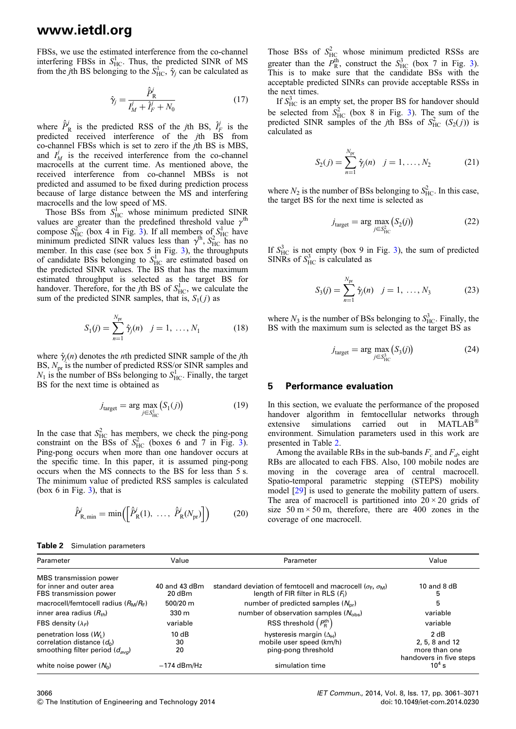FBSs, we use the estimated interference from the co-channel interfering FBSs in $S_{\rm HC}^1$. Thus, the predicted SINR of MS from the $j$th BS belonging to the $S_{\rm HC}^1$, $\hat{\gamma}_j$ can be calculated as

$$\hat{\gamma}_j = \frac{\hat{\bar{P}}_{\rm R}^j}{I_M^j + \hat{I}_F^j + N_0} \tag{17}$$

where $\hat{\bar{P}}_{\rm R}^j$ is the predicted RSS of the $j$th BS, $\hat{I}_F^j$ is the predicted received interference of the $j$th BS from co-channel FBSs which is set to zero if the $j$th BS is MBS, and $I_M^j$ is the received interference from the co-channel macrocells at the current time. As mentioned above, the received interference from co-channel MBSs is not predicted and assumed to be fixed during prediction process because of large distance between the MS and interfering macrocells and the low speed of MS.

Those BSs from $S_{\rm HC}^1$ whose minimum predicted SINR values are greater than the predefined threshold value $\gamma^{\rm th}$ compose $S_{\rm HC}^2$ (box 4 in Fig. 3). If all members of $S_{\rm HC}^1$ have minimum predicted SINR values less than $\gamma^{\rm th}$, $S_{\rm HC}^2$ has no member. In this case (see box 5 in Fig. 3), the throughputs of candidate BSs belonging to $S_{\rm HC}^1$ are estimated based on the predicted SINR values. The BS that has the maximum estimated throughput is selected as the target BS for handover. Therefore, for the $j$th BS of $S_{\rm HC}^1$, we calculate the sum of the predicted SINR samples, that is, $S_1(j)$ as

$$S_1(j) = \sum_{n=1}^{N_{\rm pr}} \hat{\gamma}_j(n) \quad j = 1, \ldots, N_1 \tag{18}$$

where $\hat{\gamma}_j(n)$ denotes the $n$th predicted SINR sample of the $j$th BS, $N_{\rm pr}$ is the number of predicted RSS/or SINR samples and $N_1$ is the number of BSs belonging to $S_{\rm HC}^1$. Finally, the target BS for the next time is obtained as

$$j_{\rm target} = \arg \max_{j \in S_{\rm HC}^1} \left(S_1(j)\right) \tag{19}$$

In the case that $S_{\rm HC}^2$ has members, we check the ping-pong constraint on the BSs of $S_{\rm HC}^2$ (boxes 6 and 7 in Fig. 3). Ping-pong occurs when more than one handover occurs at the specific time. In this paper, it is assumed ping-pong occurs when the MS connects to the BS for less than 5 s. The minimum value of predicted RSS samples is calculated (box 6 in Fig. 3), that is

$$\hat{\bar{P}}_{\rm R,\,min}^j = \min\left(\left[\hat{\bar{P}}_{\rm R}^j(1), \ \ldots, \ \hat{\bar{P}}_{\rm R}^j(N_{\rm pr})\right]\right) \tag{20}$$

Those BSs of $S_{\rm HC}^2$ whose minimum predicted RSSs are greater than the $P_{\rm R}^{\rm th}$, construct the $S_{\rm HC}^3$ (box 7 in Fig. 3). This is to make sure that the candidate BSs with the acceptable predicted SINRs can provide acceptable RSSs in the next times.

If $S_{\rm HC}^3$ is an empty set, the proper BS for handover should be selected from $S_{\rm HC}^2$ (box 8 in Fig. 3). The sum of the predicted SINR samples of the $j$th BSs of $S_{\rm HC}^2$ ($S_2(j)$) is calculated as

$$S_2(j) = \sum_{n=1}^{N_{\rm pr}} \hat{\gamma}_j(n) \quad j = 1, \ldots, N_2 \tag{21}$$

where $N_2$ is the number of BSs belonging to $S_{\rm HC}^2$. In this case, the target BS for the next time is selected as

$$j_{\rm target} = \arg \max_{j \in S_{\rm HC}^2} \left(S_2(j)\right) \tag{22}$$

If $S_{\rm HC}^3$ is not empty (box 9 in Fig. 3), the sum of predicted SINRs of $S_{\rm HC}^3$ is calculated as

$$S_3(j) = \sum_{n=1}^{N_{\rm pr}} \hat{\gamma}_j(n) \quad j = 1, \ \ldots, N_3 \tag{23}$$

where $N_3$ is the number of BSs belonging to $S_{\rm HC}^3$. Finally, the BS with the maximum sum is selected as the target BS as

$$j_{\rm target} = \arg \max_{j \in S_{\rm HC}^3} \left(S_3(j)\right) \tag{24}$$

## 5 Performance evaluation

In this section, we evaluate the performance of the proposed handover algorithm in femtocellular networks through extensive simulations carried out in MATLAB® environment. Simulation parameters used in this work are presented in Table 2.

Among the available RBs in the sub-bands $F_c$ and $F_d$, eight RBs are allocated to each FBS. Also, 100 mobile nodes are moving in the coverage area of central macrocell. Spatio-temporal parametric stepping (STEPS) mobility model [29] is used to generate the mobility pattern of users. The area of macrocell is partitioned into $20 \times 20$ grids of size $50\ {\rm m} \times 50\ {\rm m}$, therefore, there are 400 zones in the coverage of one macrocell.

**Table 2** Simulation parameters

| Parameter | Value | Parameter | Value |
|---|---|---|---|
| MBS transmission power for inner and outer area | 40 and 43 dBm | standard deviation of femtocell and macrocell ($\sigma_F$, $\sigma_M$) | 10 and 8 dB |
| FBS transmission power | 20 dBm | length of FIR filter in RLS ($F_l$) | 5 |
| macrocell/femtocell radius ($R_M$/$R_F$) | 500/20 m | number of predicted samples ($N_{\rm pr}$) | 5 |
| inner area radius ($R_{th}$) | 330 m | number of observation samples ($N_{\rm obs}$) | variable |
| FBS density ($\lambda_F$) | variable | RSS threshold $\left(P_{\rm R}^{\rm th}\right)$ | variable |
| penetration loss ($W_{\rm L}$) | 10 dB | hysteresis margin ($\Delta_{\rm H}$) | 2 dB |
| correlation distance ($d_0$) | 30 | mobile user speed (km/h) | 2, 5, 8 and 12 |
| smoothing filter period ($d_{avg}$) | 20 | ping-pong threshold | more than one handovers in five steps |
| white noise power ($N_0$) | −174 dBm/Hz | simulation time | $10^4$ s |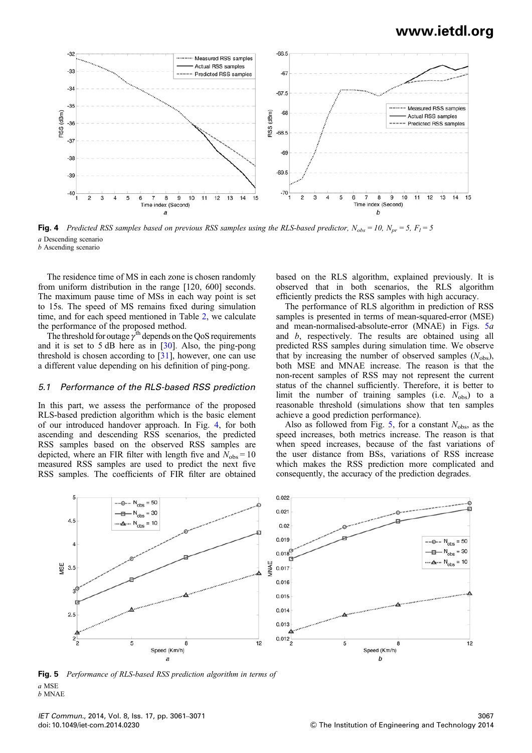Fig. 4 *Predicted RSS samples based on previous RSS samples using the RLS-based predictor, $N_{obs} = 10$, $N_{pr} = 5$, $F_l = 5$*

*a* Descending scenario
*b* Ascending scenario

The residence time of MS in each zone is chosen randomly from uniform distribution in the range [120, 600] seconds. The maximum pause time of MSs in each way point is set to 15s. The speed of MS remains fixed during simulation time, and for each speed mentioned in Table 2, we calculate the performance of the proposed method.

The threshold for outage $\gamma^{th}$ depends on the QoS requirements and it is set to 5 dB here as in [30]. Also, the ping-pong threshold is chosen according to [31], however, one can use a different value depending on his definition of ping-pong.

### *5.1 Performance of the RLS-based RSS prediction*

In this part, we assess the performance of the proposed RLS-based prediction algorithm which is the basic element of our introduced handover approach. In Fig. 4, for both ascending and descending RSS scenarios, the predicted RSS samples based on the observed RSS samples are depicted, where an FIR filter with length five and $N_{obs} = 10$ measured RSS samples are used to predict the next five RSS samples. The coefficients of FIR filter are obtained based on the RLS algorithm, explained previously. It is observed that in both scenarios, the RLS algorithm efficiently predicts the RSS samples with high accuracy.

The performance of RLS algorithm in prediction of RSS samples is presented in terms of mean-squared-error (MSE) and mean-normalised-absolute-error (MNAE) in Figs. 5*a* and *b*, respectively. The results are obtained using all predicted RSS samples during simulation time. We observe that by increasing the number of observed samples ($N_{obs}$), both MSE and MNAE increase. The reason is that the non-recent samples of RSS may not represent the current status of the channel sufficiently. Therefore, it is better to limit the number of training samples (i.e. $N_{obs}$) to a reasonable threshold (simulations show that ten samples achieve a good prediction performance).

Also as followed from Fig. 5, for a constant $N_{obs}$, as the speed increases, both metrics increase. The reason is that when speed increases, because of the fast variations of the user distance from BSs, variations of RSS increase which makes the RSS prediction more complicated and consequently, the accuracy of the prediction degrades.

Fig. 5 *Performance of RLS-based RSS prediction algorithm in terms of*

*a* MSE
*b* MNAE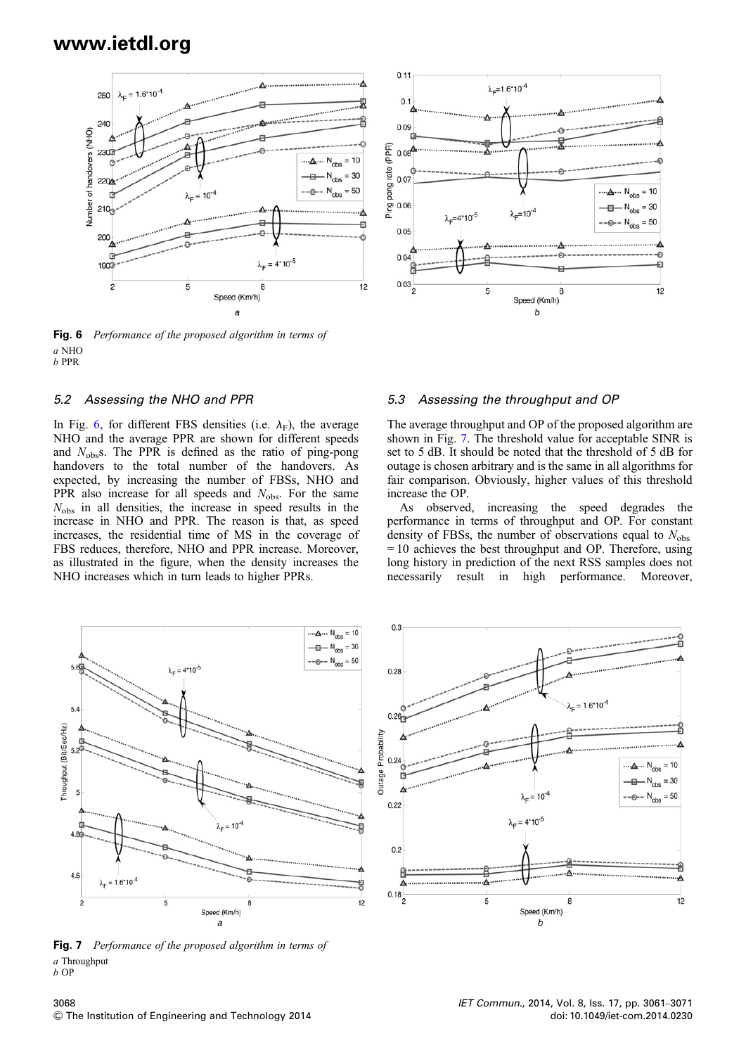Fig. 6 Performance of the proposed algorithm in terms of
*a* NHO
*b* PPR

### 5.2 Assessing the NHO and PPR

In Fig. 6, for different FBS densities (i.e. $\lambda_F$), the average NHO and the average PPR are shown for different speeds and $N_{obs}$s. The PPR is defined as the ratio of ping-pong handovers to the total number of the handovers. As expected, by increasing the number of FBSs, NHO and PPR also increase for all speeds and $N_{obs}$. For the same $N_{obs}$ in all densities, the increase in speed results in the increase in NHO and PPR. The reason is that, as speed increases, the residential time of MS in the coverage of FBS reduces, therefore, NHO and PPR increase. Moreover, as illustrated in the figure, when the density increases the NHO increases which in turn leads to higher PPRs.

### 5.3 Assessing the throughput and OP

The average throughput and OP of the proposed algorithm are shown in Fig. 7. The threshold value for acceptable SINR is set to 5 dB. It should be noted that the threshold of 5 dB for outage is chosen arbitrary and is the same in all algorithms for fair comparison. Obviously, higher values of this threshold increase the OP.

As observed, increasing the speed degrades the performance in terms of throughput and OP. For constant density of FBSs, the number of observations equal to $N_{obs} = 10$ achieves the best throughput and OP. Therefore, using long history in prediction of the next RSS samples does not necessarily result in high performance. Moreover,

Fig. 7 Performance of the proposed algorithm in terms of
*a* Throughput
*b* OP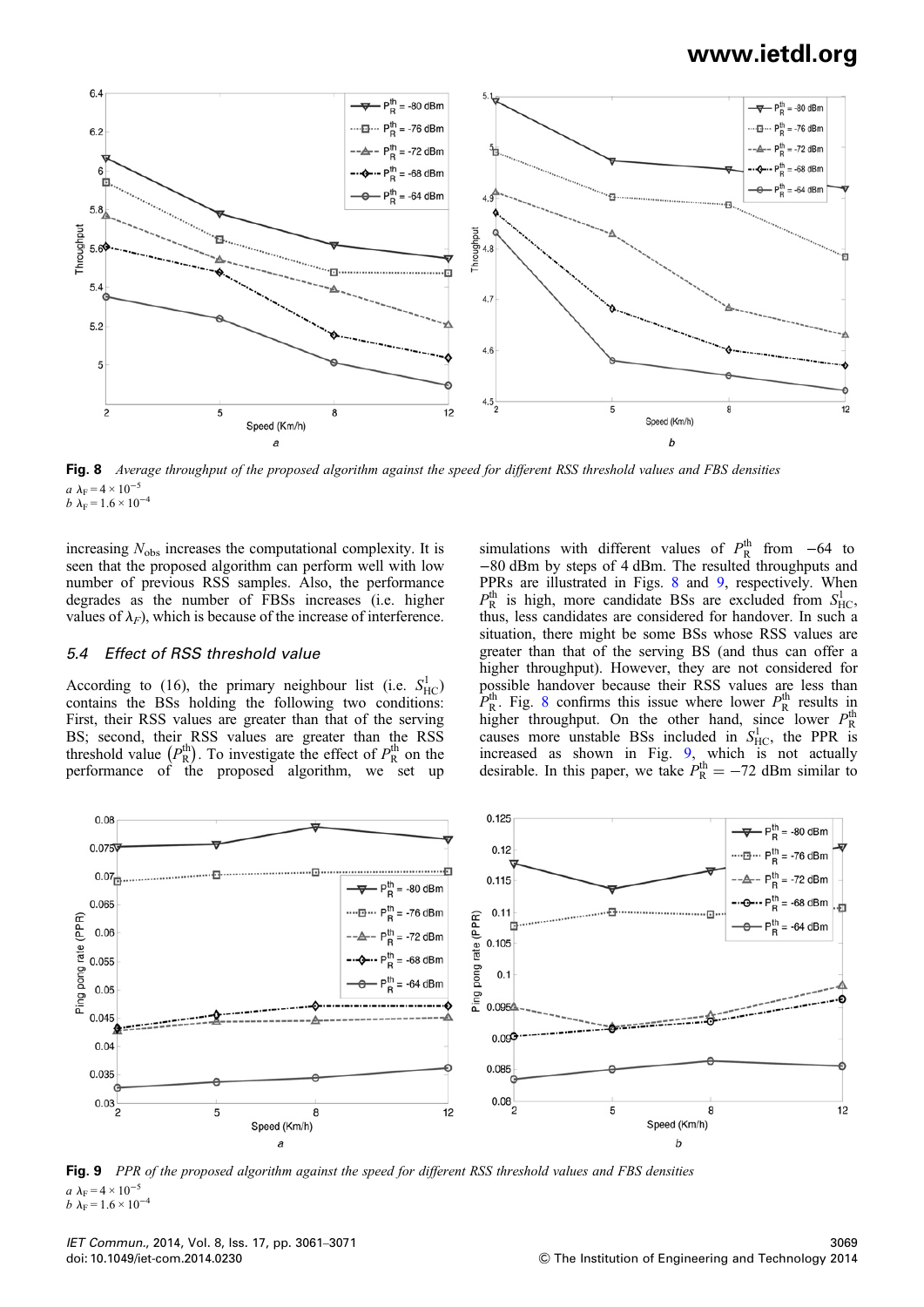Fig. 8 *Average throughput of the proposed algorithm against the speed for different RSS threshold values and FBS densities*

*a* $\lambda_F = 4 \times 10^{-5}$
*b* $\lambda_F = 1.6 \times 10^{-4}$

increasing $N_{obs}$ increases the computational complexity. It is seen that the proposed algorithm can perform well with low number of previous RSS samples. Also, the performance degrades as the number of FBSs increases (i.e. higher values of $\lambda_F$), which is because of the increase of interference.

### 5.4 Effect of RSS threshold value

According to (16), the primary neighbour list (i.e. $S_{\text{HC}}^1$) contains the BSs holding the following two conditions: First, their RSS values are greater than that of the serving BS; second, their RSS values are greater than the RSS threshold value $\left(P_{\text{R}}^{\text{th}}\right)$. To investigate the effect of $P_{\text{R}}^{\text{th}}$ on the performance of the proposed algorithm, we set up simulations with different values of $P_{\text{R}}^{\text{th}}$ from $-64$ to $-80$ dBm by steps of 4 dBm. The resulted throughputs and PPRs are illustrated in Figs. 8 and 9, respectively. When $P_{\text{R}}^{\text{th}}$ is high, more candidate BSs are excluded from $S_{\text{HC}}^1$, thus, less candidates are considered for handover. In such a situation, there might be some BSs whose RSS values are greater than that of the serving BS (and thus can offer a higher throughput). However, they are not considered for possible handover because their RSS values are less than $P_{\text{R}}^{\text{th}}$. Fig. 8 confirms this issue where lower $P_{\text{R}}^{\text{th}}$ results in higher throughput. On the other hand, since lower $P_{\text{R}}^{\text{th}}$ causes more unstable BSs included in $S_{\text{HC}}^1$, the PPR is increased as shown in Fig. 9, which is not actually desirable. In this paper, we take $P_{\text{R}}^{\text{th}} = -72$ dBm similar to

Fig. 9 *PPR of the proposed algorithm against the speed for different RSS threshold values and FBS densities*

*a* $\lambda_F = 4 \times 10^{-5}$
*b* $\lambda_F = 1.6 \times 10^{-4}$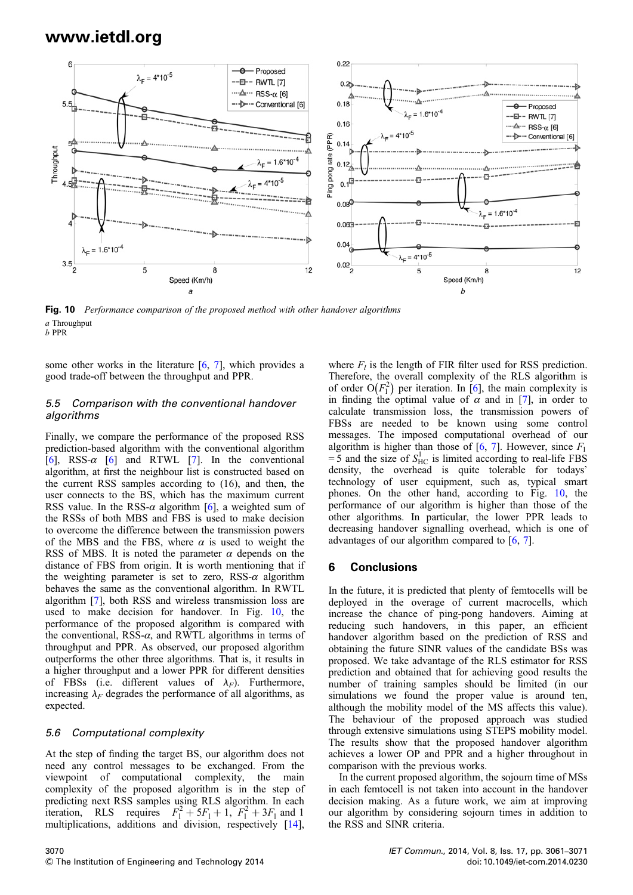Fig. 10 *Performance comparison of the proposed method with other handover algorithms*
*a* Throughput
*b* PPR

some other works in the literature [6, 7], which provides a good trade-off between the throughput and PPR.

### *5.5 Comparison with the conventional handover algorithms*

Finally, we compare the performance of the proposed RSS prediction-based algorithm with the conventional algorithm [6], RSS-$\alpha$ [6] and RTWL [7]. In the conventional algorithm, at first the neighbour list is constructed based on the current RSS samples according to (16), and then, the user connects to the BS, which has the maximum current RSS value. In the RSS-$\alpha$ algorithm [6], a weighted sum of the RSSs of both MBS and FBS is used to make decision to overcome the difference between the transmission powers of the MBS and the FBS, where $\alpha$ is used to weight the RSS of MBS. It is noted the parameter $\alpha$ depends on the distance of FBS from origin. It is worth mentioning that if the weighting parameter is set to zero, RSS-$\alpha$ algorithm behaves the same as the conventional algorithm. In RWTL algorithm [7], both RSS and wireless transmission loss are used to make decision for handover. In Fig. 10, the performance of the proposed algorithm is compared with the conventional, RSS-$\alpha$, and RWTL algorithms in terms of throughput and PPR. As observed, our proposed algorithm outperforms the other three algorithms. That is, it results in a higher throughput and a lower PPR for different densities of FBSs (i.e. different values of $\lambda_F$). Furthermore, increasing $\lambda_F$ degrades the performance of all algorithms, as expected.

### *5.6 Computational complexity*

At the step of finding the target BS, our algorithm does not need any control messages to be exchanged. From the viewpoint of computational complexity, the main complexity of the proposed algorithm is in the step of predicting next RSS samples using RLS algorithm. In each iteration, RLS requires $F_l^2 + 5F_l + 1$, $F_l^2 + 3F_l$ and 1 multiplications, additions and division, respectively [14], where $F_l$ is the length of FIR filter used for RSS prediction. Therefore, the overall complexity of the RLS algorithm is of order $O(F_l^2)$ per iteration. In [6], the main complexity is in finding the optimal value of $\alpha$ and in [7], in order to calculate transmission loss, the transmission powers of FBSs are needed to be known using some control messages. The imposed computational overhead of our algorithm is higher than those of [6, 7]. However, since $F_l = 5$ and the size of $S_{\text{HC}}^1$ is limited according to real-life FBS density, the overhead is quite tolerable for todays' technology of user equipment, such as, typical smart phones. On the other hand, according to Fig. 10, the performance of our algorithm is higher than those of the other algorithms. In particular, the lower PPR leads to decreasing handover signalling overhead, which is one of advantages of our algorithm compared to [6, 7].

## 6 Conclusions

In the future, it is predicted that plenty of femtocells will be deployed in the overage of current macrocells, which increase the chance of ping-pong handovers. Aiming at reducing such handovers, in this paper, an efficient handover algorithm based on the prediction of RSS and obtaining the future SINR values of the candidate BSs was proposed. We take advantage of the RLS estimator for RSS prediction and obtained that for achieving good results the number of training samples should be limited (in our simulations we found the proper value is around ten, although the mobility model of the MS affects this value). The behaviour of the proposed approach was studied through extensive simulations using STEPS mobility model. The results show that the proposed handover algorithm achieves a lower OP and PPR and a higher throughput in comparison with the previous works.

In the current proposed algorithm, the sojourn time of MSs in each femtocell is not taken into account in the handover decision making. As a future work, we aim at improving our algorithm by considering sojourn times in addition to the RSS and SINR criteria.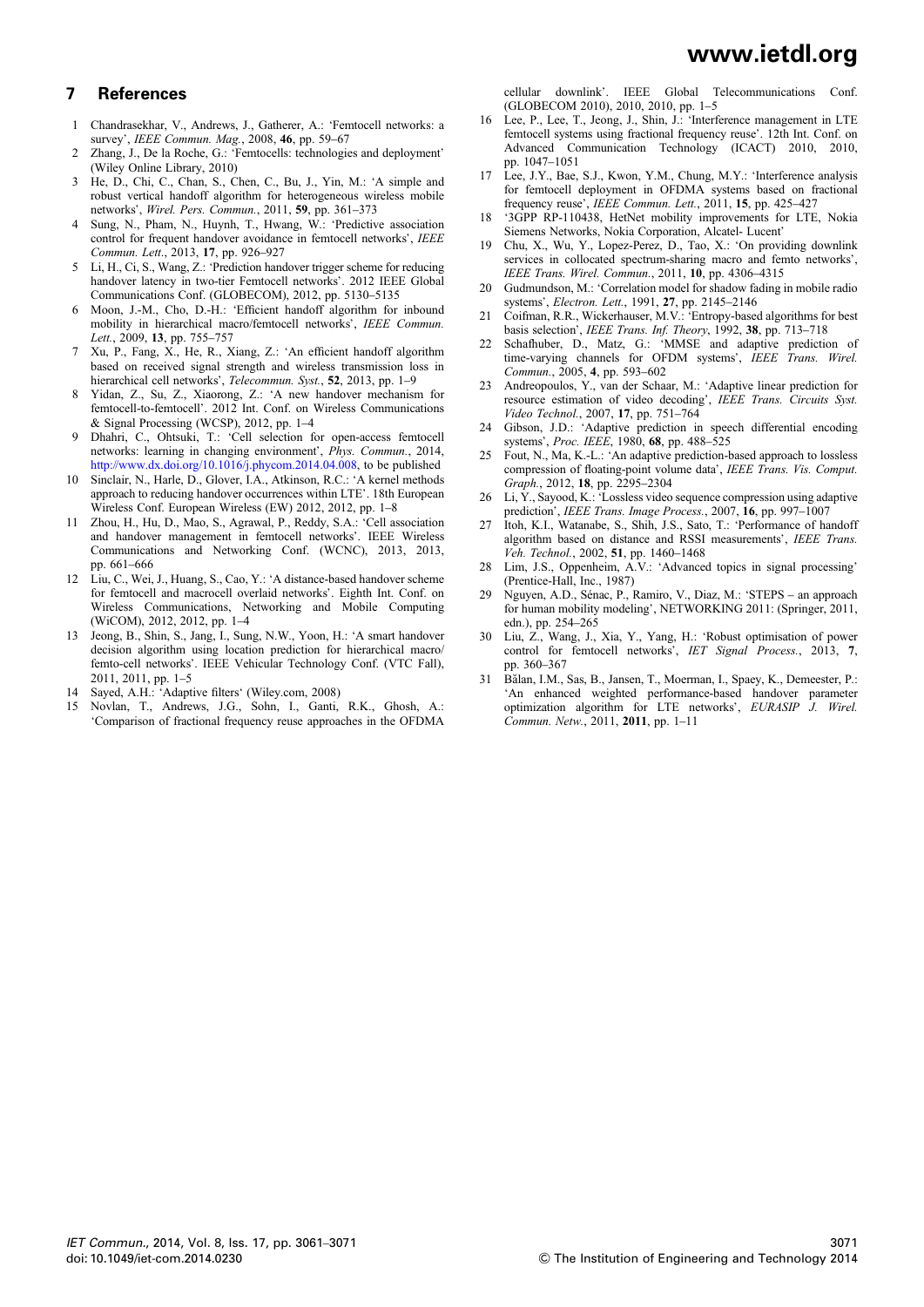## 7 References

1. Chandrasekhar, V., Andrews, J., Gatherer, A.: 'Femtocell networks: a survey', *IEEE Commun. Mag.*, 2008, **46**, pp. 59–67
2. Zhang, J., De la Roche, G.: 'Femtocells: technologies and deployment' (Wiley Online Library, 2010)
3. He, D., Chi, C., Chan, S., Chen, C., Bu, J., Yin, M.: 'A simple and robust vertical handoff algorithm for heterogeneous wireless mobile networks', *Wirel. Pers. Commun.*, 2011, **59**, pp. 361–373
4. Sung, N., Pham, N., Huynh, T., Hwang, W.: 'Predictive association control for frequent handover avoidance in femtocell networks', *IEEE Commun. Lett.*, 2013, **17**, pp. 926–927
5. Li, H., Ci, S., Wang, Z.: 'Prediction handover trigger scheme for reducing handover latency in two-tier Femtocell networks'. 2012 IEEE Global Communications Conf. (GLOBECOM), 2012, pp. 5130–5135
6. Moon, J.-M., Cho, D.-H.: 'Efficient handoff algorithm for inbound mobility in hierarchical macro/femtocell networks', *IEEE Commun. Lett.*, 2009, **13**, pp. 755–757
7. Xu, P., Fang, X., He, R., Xiang, Z.: 'An efficient handoff algorithm based on received signal strength and wireless transmission loss in hierarchical cell networks', *Telecommun. Syst.*, **52**, 2013, pp. 1–9
8. Yidan, Z., Su, Z., Xiaorong, Z.: 'A new handover mechanism for femtocell-to-femtocell'. 2012 Int. Conf. on Wireless Communications & Signal Processing (WCSP), 2012, pp. 1–4
9. Dhahri, C., Ohtsuki, T.: 'Cell selection for open-access femtocell networks: learning in changing environment', *Phys. Commun.*, 2014, http://www.dx.doi.org/10.1016/j.phycom.2014.04.008, to be published
10. Sinclair, N., Harle, D., Glover, I.A., Atkinson, R.C.: 'A kernel methods approach to reducing handover occurrences within LTE'. 18th European Wireless Conf. European Wireless (EW) 2012, 2012, pp. 1–8
11. Zhou, H., Hu, D., Mao, S., Agrawal, P., Reddy, S.A.: 'Cell association and handover management in femtocell networks'. IEEE Wireless Communications and Networking Conf. (WCNC), 2013, 2013, pp. 661–666
12. Liu, C., Wei, J., Huang, S., Cao, Y.: 'A distance-based handover scheme for femtocell and macrocell overlaid networks'. Eighth Int. Conf. on Wireless Communications, Networking and Mobile Computing (WiCOM), 2012, 2012, pp. 1–4
13. Jeong, B., Shin, S., Jang, I., Sung, N.W., Yoon, H.: 'A smart handover decision algorithm using location prediction for hierarchical macro/femto-cell networks'. IEEE Vehicular Technology Conf. (VTC Fall), 2011, 2011, pp. 1–5
14. Sayed, A.H.: 'Adaptive filters' (Wiley.com, 2008)
15. Novlan, T., Andrews, J.G., Sohn, I., Ganti, R.K., Ghosh, A.: 'Comparison of fractional frequency reuse approaches in the OFDMA cellular downlink'. IEEE Global Telecommunications Conf. (GLOBECOM 2010), 2010, 2010, pp. 1–5
16. Lee, P., Lee, T., Jeong, J., Shin, J.: 'Interference management in LTE femtocell systems using fractional frequency reuse'. 12th Int. Conf. on Advanced Communication Technology (ICACT) 2010, 2010, pp. 1047–1051
17. Lee, J.Y., Bae, S.J., Kwon, Y.M., Chung, M.Y.: 'Interference analysis for femtocell deployment in OFDMA systems based on fractional frequency reuse', *IEEE Commun. Lett.*, 2011, **15**, pp. 425–427
18. '3GPP RP-110438, HetNet mobility improvements for LTE, Nokia Siemens Networks, Nokia Corporation, Alcatel- Lucent'
19. Chu, X., Wu, Y., Lopez-Perez, D., Tao, X.: 'On providing downlink services in collocated spectrum-sharing macro and femto networks', *IEEE Trans. Wirel. Commun.*, 2011, **10**, pp. 4306–4315
20. Gudmundson, M.: 'Correlation model for shadow fading in mobile radio systems', *Electron. Lett.*, 1991, **27**, pp. 2145–2146
21. Coifman, R.R., Wickerhauser, M.V.: 'Entropy-based algorithms for best basis selection', *IEEE Trans. Inf. Theory*, 1992, **38**, pp. 713–718
22. Schafhuber, D., Matz, G.: 'MMSE and adaptive prediction of time-varying channels for OFDM systems', *IEEE Trans. Wirel. Commun.*, 2005, **4**, pp. 593–602
23. Andreopoulos, Y., van der Schaar, M.: 'Adaptive linear prediction for resource estimation of video decoding', *IEEE Trans. Circuits Syst. Video Technol.*, 2007, **17**, pp. 751–764
24. Gibson, J.D.: 'Adaptive prediction in speech differential encoding systems', *Proc. IEEE*, 1980, **68**, pp. 488–525
25. Fout, N., Ma, K.-L.: 'An adaptive prediction-based approach to lossless compression of floating-point volume data', *IEEE Trans. Vis. Comput. Graph.*, 2012, **18**, pp. 2295–2304
26. Li, Y., Sayood, K.: 'Lossless video sequence compression using adaptive prediction', *IEEE Trans. Image Process.*, 2007, **16**, pp. 997–1007
27. Itoh, K.I., Watanabe, S., Shih, J.S., Sato, T.: 'Performance of handoff algorithm based on distance and RSSI measurements', *IEEE Trans. Veh. Technol.*, 2002, **51**, pp. 1460–1468
28. Lim, J.S., Oppenheim, A.V.: 'Advanced topics in signal processing' (Prentice-Hall, Inc., 1987)
29. Nguyen, A.D., Sénac, P., Ramiro, V., Diaz, M.: 'STEPS – an approach for human mobility modeling', NETWORKING 2011: (Springer, 2011, edn.), pp. 254–265
30. Liu, Z., Wang, J., Xia, Y., Yang, H.: 'Robust optimisation of power control for femtocell networks', *IET Signal Process.*, 2013, **7**, pp. 360–367
31. Bălan, I.M., Sas, B., Jansen, T., Moerman, I., Spaey, K., Demeester, P.: 'An enhanced weighted performance-based handover parameter optimization algorithm for LTE networks', *EURASIP J. Wirel. Commun. Netw.*, 2011, **2011**, pp. 1–11